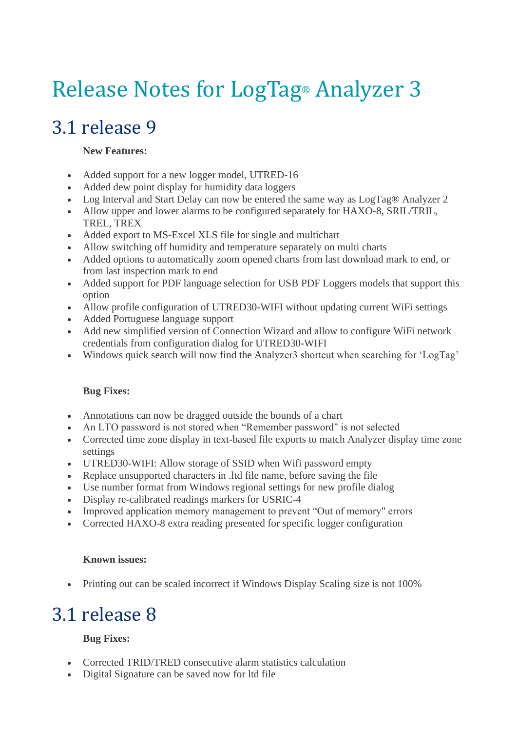# Release Notes for LogTag® Analyzer 3

## 3.1 release 9

**New Features:**

- Added support for a new logger model, UTRED-16
- Added dew point display for humidity data loggers
- Log Interval and Start Delay can now be entered the same way as LogTag® Analyzer 2
- Allow upper and lower alarms to be configured separately for HAXO-8, SRIL/TRIL, TREL, TREX
- Added export to MS-Excel XLS file for single and multichart
- Allow switching off humidity and temperature separately on multi charts
- Added options to automatically zoom opened charts from last download mark to end, or from last inspection mark to end
- Added support for PDF language selection for USB PDF Loggers models that support this option
- Allow profile configuration of UTRED30-WIFI without updating current WiFi settings
- Added Portuguese language support
- Add new simplified version of Connection Wizard and allow to configure WiFi network credentials from configuration dialog for UTRED30-WIFI
- Windows quick search will now find the Analyzer3 shortcut when searching for 'LogTag'

**Bug Fixes:**

- Annotations can now be dragged outside the bounds of a chart
- An LTO password is not stored when "Remember password" is not selected
- Corrected time zone display in text-based file exports to match Analyzer display time zone settings
- UTRED30-WIFI: Allow storage of SSID when Wifi password empty
- Replace unsupported characters in .ltd file name, before saving the file
- Use number format from Windows regional settings for new profile dialog
- Display re-calibrated readings markers for USRIC-4
- Improved application memory management to prevent "Out of memory" errors
- Corrected HAXO-8 extra reading presented for specific logger configuration

**Known issues:**

- Printing out can be scaled incorrect if Windows Display Scaling size is not 100%

## 3.1 release 8

**Bug Fixes:**

- Corrected TRID/TRED consecutive alarm statistics calculation
- Digital Signature can be saved now for ltd file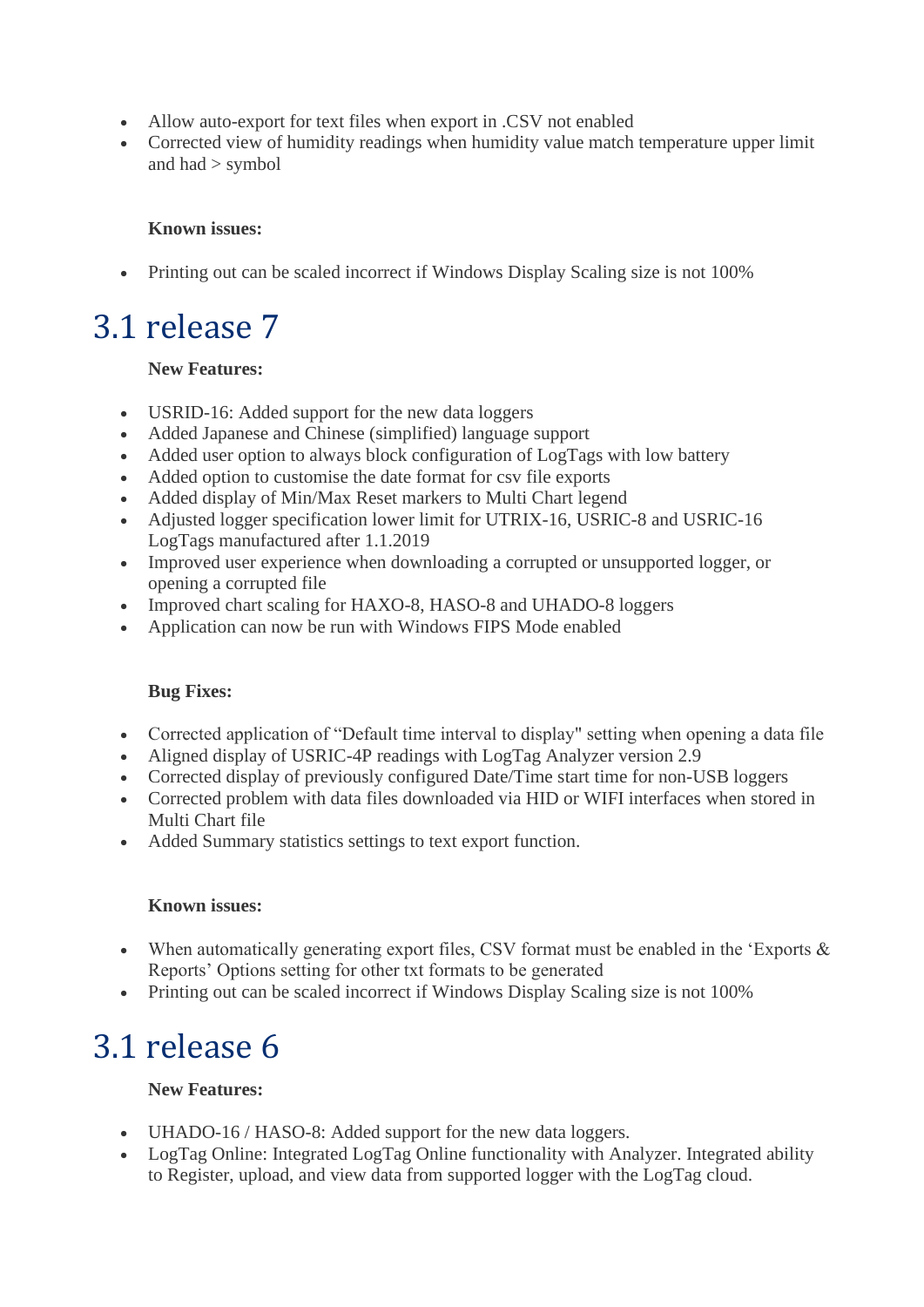- Allow auto-export for text files when export in .CSV not enabled
- Corrected view of humidity readings when humidity value match temperature upper limit and had > symbol

**Known issues:**

- Printing out can be scaled incorrect if Windows Display Scaling size is not 100%

# 3.1 release 7

**New Features:**

- USRID-16: Added support for the new data loggers
- Added Japanese and Chinese (simplified) language support
- Added user option to always block configuration of LogTags with low battery
- Added option to customise the date format for csv file exports
- Added display of Min/Max Reset markers to Multi Chart legend
- Adjusted logger specification lower limit for UTRIX-16, USRIC-8 and USRIC-16 LogTags manufactured after 1.1.2019
- Improved user experience when downloading a corrupted or unsupported logger, or opening a corrupted file
- Improved chart scaling for HAXO-8, HASO-8 and UHADO-8 loggers
- Application can now be run with Windows FIPS Mode enabled

**Bug Fixes:**

- Corrected application of “Default time interval to display" setting when opening a data file
- Aligned display of USRIC-4P readings with LogTag Analyzer version 2.9
- Corrected display of previously configured Date/Time start time for non-USB loggers
- Corrected problem with data files downloaded via HID or WIFI interfaces when stored in Multi Chart file
- Added Summary statistics settings to text export function.

**Known issues:**

- When automatically generating export files, CSV format must be enabled in the ‘Exports & Reports’ Options setting for other txt formats to be generated
- Printing out can be scaled incorrect if Windows Display Scaling size is not 100%

# 3.1 release 6

**New Features:**

- UHADO-16 / HASO-8: Added support for the new data loggers.
- LogTag Online: Integrated LogTag Online functionality with Analyzer. Integrated ability to Register, upload, and view data from supported logger with the LogTag cloud.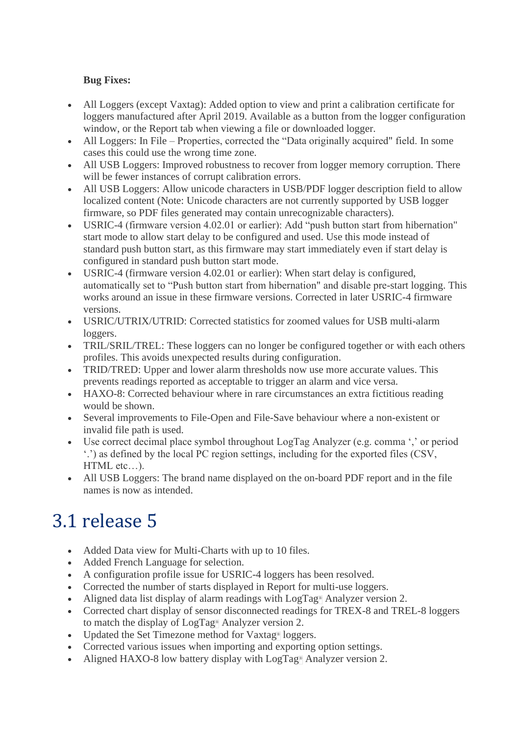**Bug Fixes:**

- All Loggers (except Vaxtag): Added option to view and print a calibration certificate for loggers manufactured after April 2019. Available as a button from the logger configuration window, or the Report tab when viewing a file or downloaded logger.
- All Loggers: In File – Properties, corrected the “Data originally acquired" field. In some cases this could use the wrong time zone.
- All USB Loggers: Improved robustness to recover from logger memory corruption. There will be fewer instances of corrupt calibration errors.
- All USB Loggers: Allow unicode characters in USB/PDF logger description field to allow localized content (Note: Unicode characters are not currently supported by USB logger firmware, so PDF files generated may contain unrecognizable characters).
- USRIC-4 (firmware version 4.02.01 or earlier): Add “push button start from hibernation" start mode to allow start delay to be configured and used. Use this mode instead of standard push button start, as this firmware may start immediately even if start delay is configured in standard push button start mode.
- USRIC-4 (firmware version 4.02.01 or earlier): When start delay is configured, automatically set to “Push button start from hibernation" and disable pre-start logging. This works around an issue in these firmware versions. Corrected in later USRIC-4 firmware versions.
- USRIC/UTRIX/UTRID: Corrected statistics for zoomed values for USB multi-alarm loggers.
- TRIL/SRIL/TREL: These loggers can no longer be configured together or with each others profiles. This avoids unexpected results during configuration.
- TRID/TRED: Upper and lower alarm thresholds now use more accurate values. This prevents readings reported as acceptable to trigger an alarm and vice versa.
- HAXO-8: Corrected behaviour where in rare circumstances an extra fictitious reading would be shown.
- Several improvements to File-Open and File-Save behaviour where a non-existent or invalid file path is used.
- Use correct decimal place symbol throughout LogTag Analyzer (e.g. comma ‘,’ or period ‘.’) as defined by the local PC region settings, including for the exported files (CSV, HTML etc…).
- All USB Loggers: The brand name displayed on the on-board PDF report and in the file names is now as intended.

# 3.1 release 5

- Added Data view for Multi-Charts with up to 10 files.
- Added French Language for selection.
- A configuration profile issue for USRIC-4 loggers has been resolved.
- Corrected the number of starts displayed in Report for multi-use loggers.
- Aligned data list display of alarm readings with LogTag® Analyzer version 2.
- Corrected chart display of sensor disconnected readings for TREX-8 and TREL-8 loggers to match the display of LogTag® Analyzer version 2.
- Updated the Set Timezone method for Vaxtag® loggers.
- Corrected various issues when importing and exporting option settings.
- Aligned HAXO-8 low battery display with LogTag® Analyzer version 2.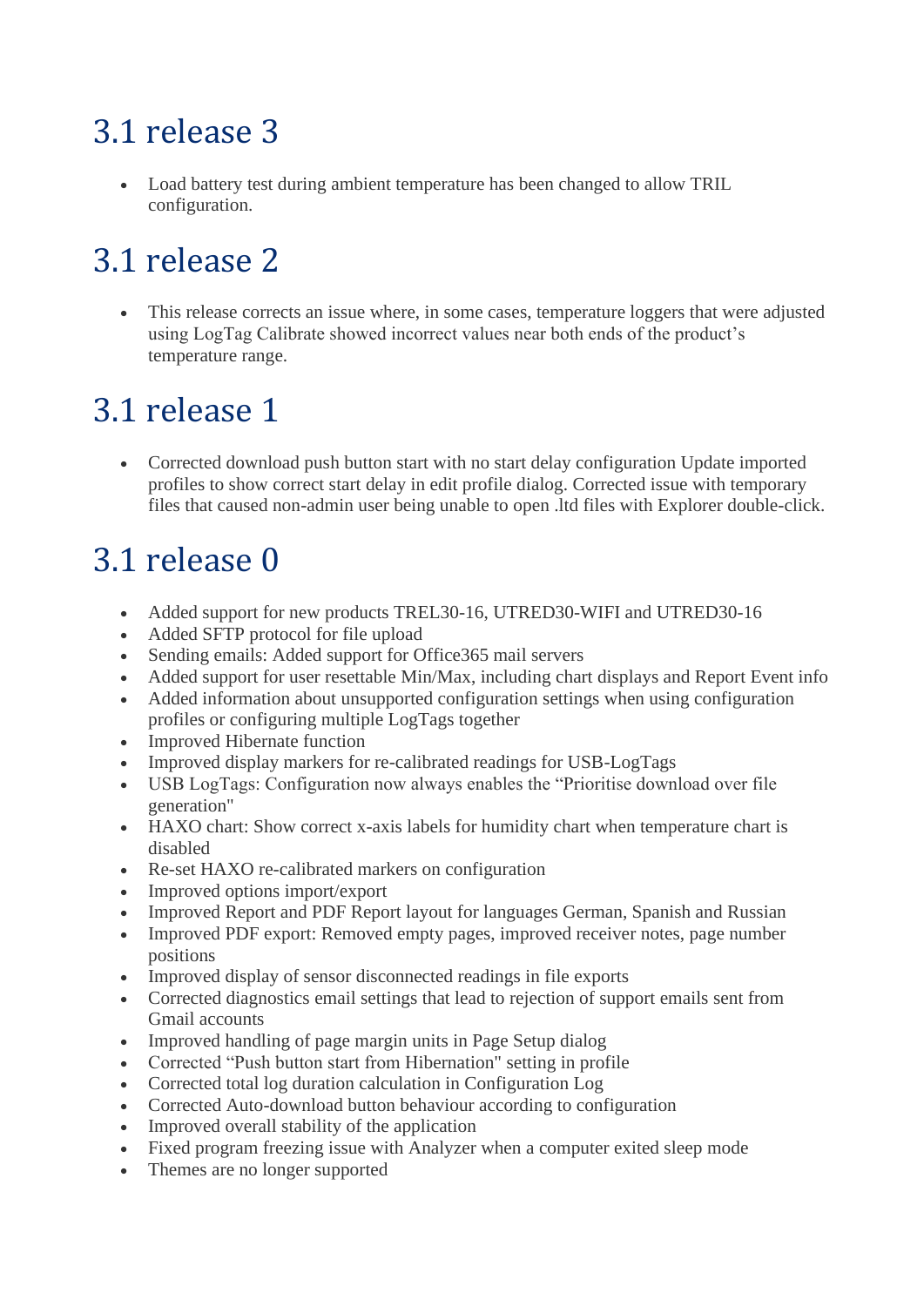# 3.1 release 3

- Load battery test during ambient temperature has been changed to allow TRIL configuration.

# 3.1 release 2

- This release corrects an issue where, in some cases, temperature loggers that were adjusted using LogTag Calibrate showed incorrect values near both ends of the product's temperature range.

# 3.1 release 1

- Corrected download push button start with no start delay configuration Update imported profiles to show correct start delay in edit profile dialog. Corrected issue with temporary files that caused non-admin user being unable to open .ltd files with Explorer double-click.

# 3.1 release 0

- Added support for new products TREL30-16, UTRED30-WIFI and UTRED30-16
- Added SFTP protocol for file upload
- Sending emails: Added support for Office365 mail servers
- Added support for user resettable Min/Max, including chart displays and Report Event info
- Added information about unsupported configuration settings when using configuration profiles or configuring multiple LogTags together
- Improved Hibernate function
- Improved display markers for re-calibrated readings for USB-LogTags
- USB LogTags: Configuration now always enables the "Prioritise download over file generation"
- HAXO chart: Show correct x-axis labels for humidity chart when temperature chart is disabled
- Re-set HAXO re-calibrated markers on configuration
- Improved options import/export
- Improved Report and PDF Report layout for languages German, Spanish and Russian
- Improved PDF export: Removed empty pages, improved receiver notes, page number positions
- Improved display of sensor disconnected readings in file exports
- Corrected diagnostics email settings that lead to rejection of support emails sent from Gmail accounts
- Improved handling of page margin units in Page Setup dialog
- Corrected "Push button start from Hibernation" setting in profile
- Corrected total log duration calculation in Configuration Log
- Corrected Auto-download button behaviour according to configuration
- Improved overall stability of the application
- Fixed program freezing issue with Analyzer when a computer exited sleep mode
- Themes are no longer supported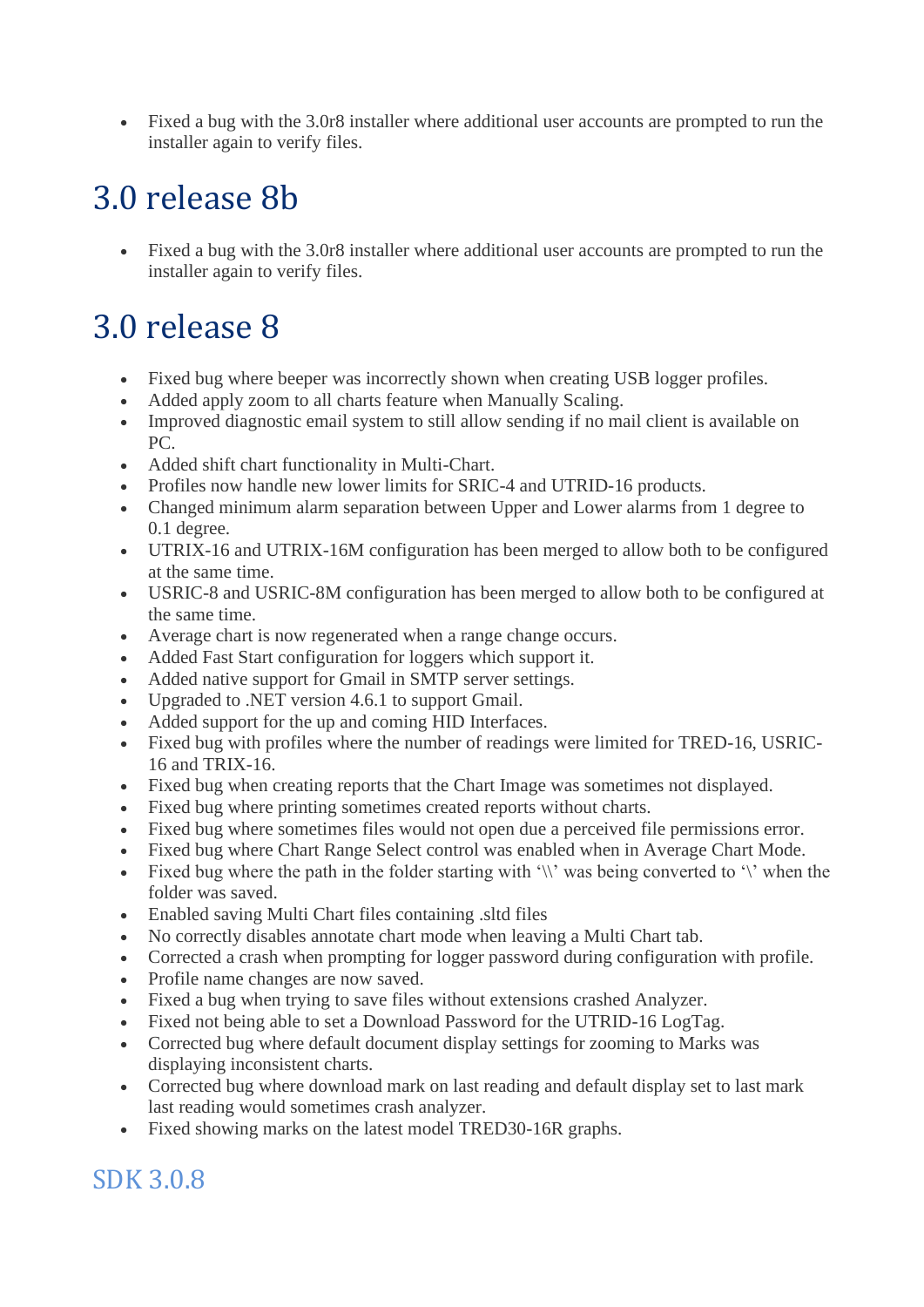- Fixed a bug with the 3.0r8 installer where additional user accounts are prompted to run the installer again to verify files.

# 3.0 release 8b

- Fixed a bug with the 3.0r8 installer where additional user accounts are prompted to run the installer again to verify files.

# 3.0 release 8

- Fixed bug where beeper was incorrectly shown when creating USB logger profiles.
- Added apply zoom to all charts feature when Manually Scaling.
- Improved diagnostic email system to still allow sending if no mail client is available on PC.
- Added shift chart functionality in Multi-Chart.
- Profiles now handle new lower limits for SRIC-4 and UTRID-16 products.
- Changed minimum alarm separation between Upper and Lower alarms from 1 degree to 0.1 degree.
- UTRIX-16 and UTRIX-16M configuration has been merged to allow both to be configured at the same time.
- USRIC-8 and USRIC-8M configuration has been merged to allow both to be configured at the same time.
- Average chart is now regenerated when a range change occurs.
- Added Fast Start configuration for loggers which support it.
- Added native support for Gmail in SMTP server settings.
- Upgraded to .NET version 4.6.1 to support Gmail.
- Added support for the up and coming HID Interfaces.
- Fixed bug with profiles where the number of readings were limited for TRED-16, USRIC-16 and TRIX-16.
- Fixed bug when creating reports that the Chart Image was sometimes not displayed.
- Fixed bug where printing sometimes created reports without charts.
- Fixed bug where sometimes files would not open due a perceived file permissions error.
- Fixed bug where Chart Range Select control was enabled when in Average Chart Mode.
- Fixed bug where the path in the folder starting with ‘\\’ was being converted to ‘\’ when the folder was saved.
- Enabled saving Multi Chart files containing .sltd files
- No correctly disables annotate chart mode when leaving a Multi Chart tab.
- Corrected a crash when prompting for logger password during configuration with profile.
- Profile name changes are now saved.
- Fixed a bug when trying to save files without extensions crashed Analyzer.
- Fixed not being able to set a Download Password for the UTRID-16 LogTag.
- Corrected bug where default document display settings for zooming to Marks was displaying inconsistent charts.
- Corrected bug where download mark on last reading and default display set to last mark last reading would sometimes crash analyzer.
- Fixed showing marks on the latest model TRED30-16R graphs.

## SDK 3.0.8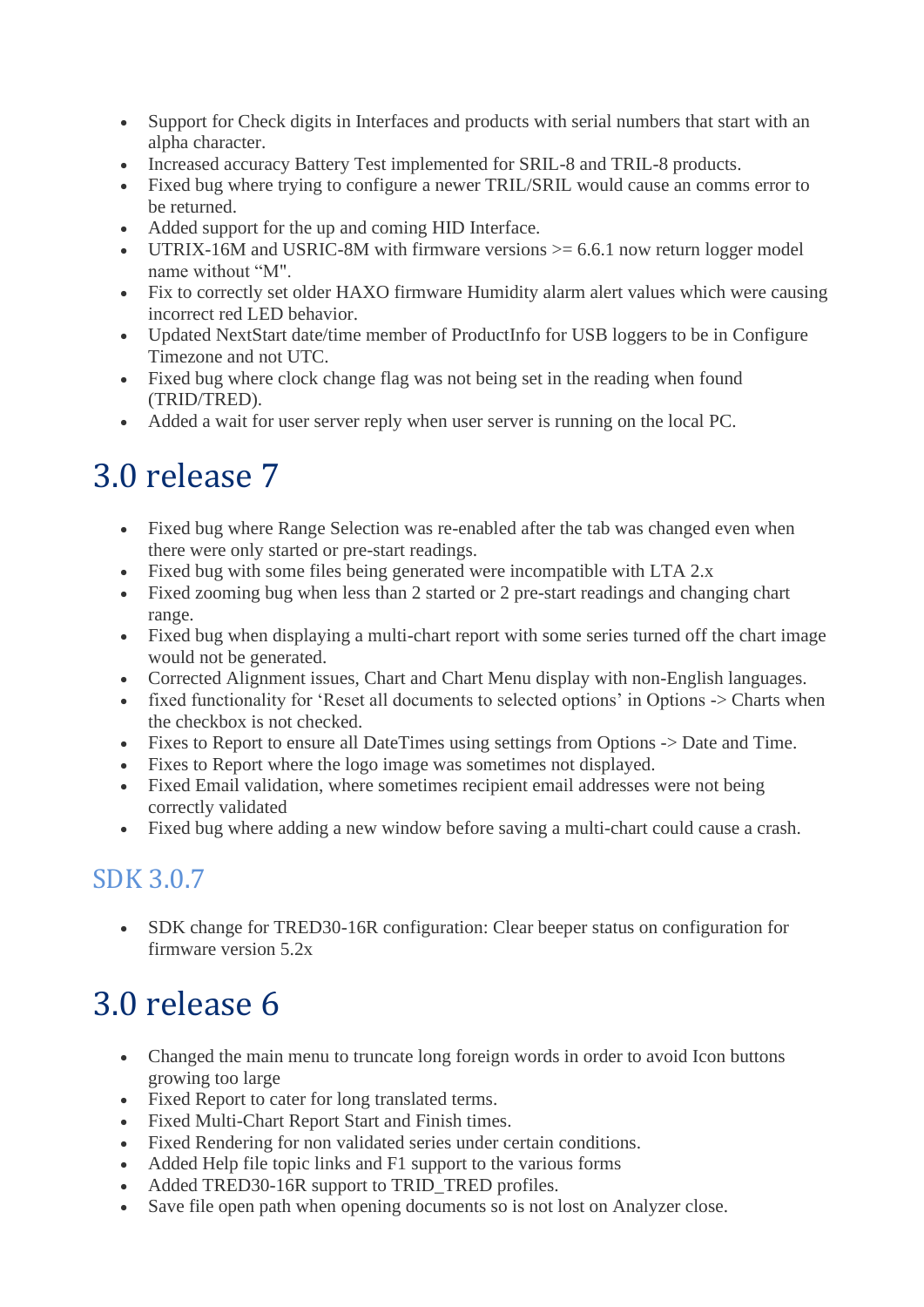- Support for Check digits in Interfaces and products with serial numbers that start with an alpha character.
- Increased accuracy Battery Test implemented for SRIL-8 and TRIL-8 products.
- Fixed bug where trying to configure a newer TRIL/SRIL would cause an comms error to be returned.
- Added support for the up and coming HID Interface.
- UTRIX-16M and USRIC-8M with firmware versions >= 6.6.1 now return logger model name without "M".
- Fix to correctly set older HAXO firmware Humidity alarm alert values which were causing incorrect red LED behavior.
- Updated NextStart date/time member of ProductInfo for USB loggers to be in Configure Timezone and not UTC.
- Fixed bug where clock change flag was not being set in the reading when found (TRID/TRED).
- Added a wait for user server reply when user server is running on the local PC.

# 3.0 release 7

- Fixed bug where Range Selection was re-enabled after the tab was changed even when there were only started or pre-start readings.
- Fixed bug with some files being generated were incompatible with LTA 2.x
- Fixed zooming bug when less than 2 started or 2 pre-start readings and changing chart range.
- Fixed bug when displaying a multi-chart report with some series turned off the chart image would not be generated.
- Corrected Alignment issues, Chart and Chart Menu display with non-English languages.
- fixed functionality for 'Reset all documents to selected options' in Options -> Charts when the checkbox is not checked.
- Fixes to Report to ensure all DateTimes using settings from Options -> Date and Time.
- Fixes to Report where the logo image was sometimes not displayed.
- Fixed Email validation, where sometimes recipient email addresses were not being correctly validated
- Fixed bug where adding a new window before saving a multi-chart could cause a crash.

## SDK 3.0.7

- SDK change for TRED30-16R configuration: Clear beeper status on configuration for firmware version 5.2x

# 3.0 release 6

- Changed the main menu to truncate long foreign words in order to avoid Icon buttons growing too large
- Fixed Report to cater for long translated terms.
- Fixed Multi-Chart Report Start and Finish times.
- Fixed Rendering for non validated series under certain conditions.
- Added Help file topic links and F1 support to the various forms
- Added TRED30-16R support to TRID_TRED profiles.
- Save file open path when opening documents so is not lost on Analyzer close.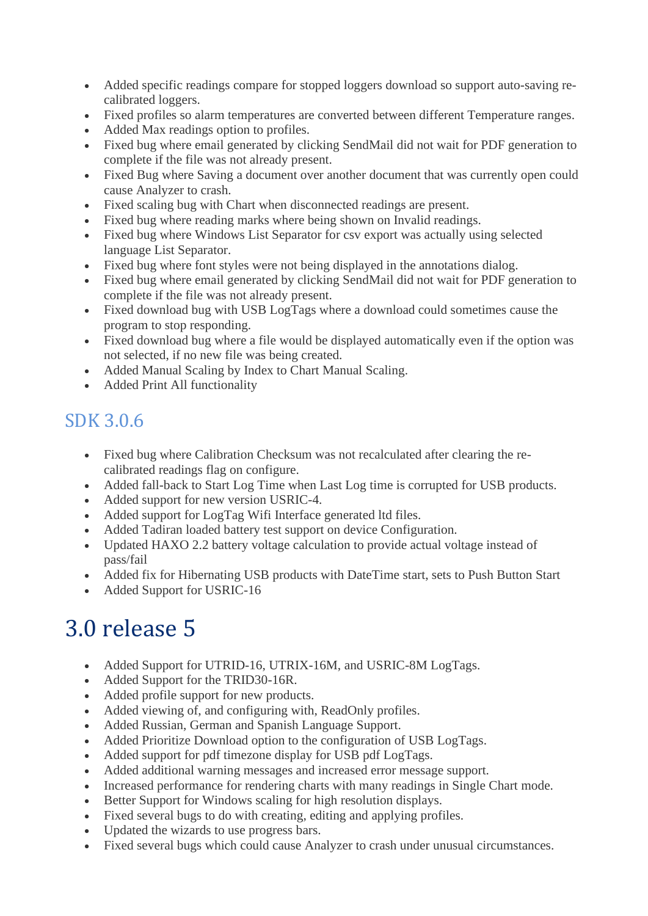- Added specific readings compare for stopped loggers download so support auto-saving re-calibrated loggers.
- Fixed profiles so alarm temperatures are converted between different Temperature ranges.
- Added Max readings option to profiles.
- Fixed bug where email generated by clicking SendMail did not wait for PDF generation to complete if the file was not already present.
- Fixed Bug where Saving a document over another document that was currently open could cause Analyzer to crash.
- Fixed scaling bug with Chart when disconnected readings are present.
- Fixed bug where reading marks where being shown on Invalid readings.
- Fixed bug where Windows List Separator for csv export was actually using selected language List Separator.
- Fixed bug where font styles were not being displayed in the annotations dialog.
- Fixed bug where email generated by clicking SendMail did not wait for PDF generation to complete if the file was not already present.
- Fixed download bug with USB LogTags where a download could sometimes cause the program to stop responding.
- Fixed download bug where a file would be displayed automatically even if the option was not selected, if no new file was being created.
- Added Manual Scaling by Index to Chart Manual Scaling.
- Added Print All functionality

## SDK 3.0.6

- Fixed bug where Calibration Checksum was not recalculated after clearing the re-calibrated readings flag on configure.
- Added fall-back to Start Log Time when Last Log time is corrupted for USB products.
- Added support for new version USRIC-4.
- Added support for LogTag Wifi Interface generated ltd files.
- Added Tadiran loaded battery test support on device Configuration.
- Updated HAXO 2.2 battery voltage calculation to provide actual voltage instead of pass/fail
- Added fix for Hibernating USB products with DateTime start, sets to Push Button Start
- Added Support for USRIC-16

# 3.0 release 5

- Added Support for UTRID-16, UTRIX-16M, and USRIC-8M LogTags.
- Added Support for the TRID30-16R.
- Added profile support for new products.
- Added viewing of, and configuring with, ReadOnly profiles.
- Added Russian, German and Spanish Language Support.
- Added Prioritize Download option to the configuration of USB LogTags.
- Added support for pdf timezone display for USB pdf LogTags.
- Added additional warning messages and increased error message support.
- Increased performance for rendering charts with many readings in Single Chart mode.
- Better Support for Windows scaling for high resolution displays.
- Fixed several bugs to do with creating, editing and applying profiles.
- Updated the wizards to use progress bars.
- Fixed several bugs which could cause Analyzer to crash under unusual circumstances.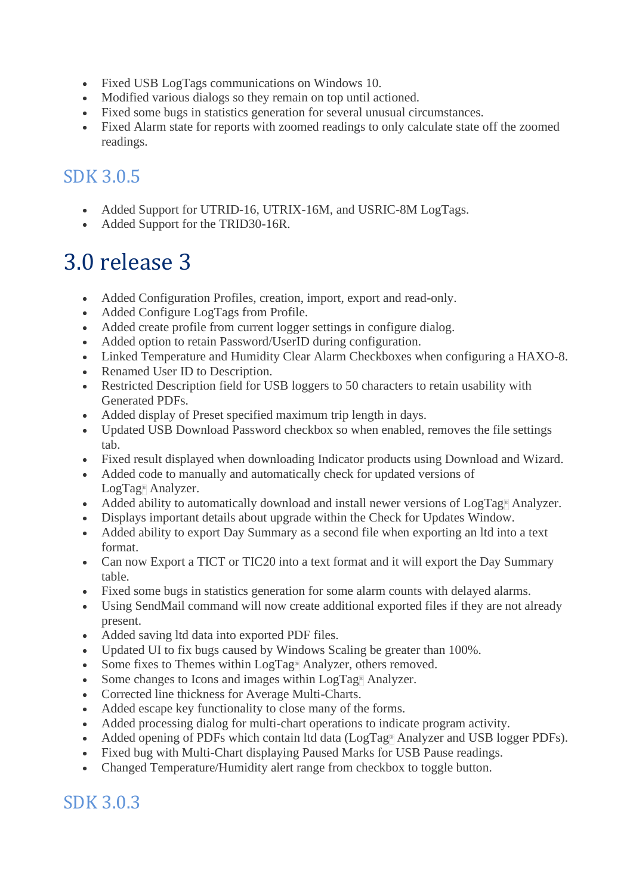- Fixed USB LogTags communications on Windows 10.
- Modified various dialogs so they remain on top until actioned.
- Fixed some bugs in statistics generation for several unusual circumstances.
- Fixed Alarm state for reports with zoomed readings to only calculate state off the zoomed readings.

## SDK 3.0.5

- Added Support for UTRID-16, UTRIX-16M, and USRIC-8M LogTags.
- Added Support for the TRID30-16R.

# 3.0 release 3

- Added Configuration Profiles, creation, import, export and read-only.
- Added Configure LogTags from Profile.
- Added create profile from current logger settings in configure dialog.
- Added option to retain Password/UserID during configuration.
- Linked Temperature and Humidity Clear Alarm Checkboxes when configuring a HAXO-8.
- Renamed User ID to Description.
- Restricted Description field for USB loggers to 50 characters to retain usability with Generated PDFs.
- Added display of Preset specified maximum trip length in days.
- Updated USB Download Password checkbox so when enabled, removes the file settings tab.
- Fixed result displayed when downloading Indicator products using Download and Wizard.
- Added code to manually and automatically check for updated versions of LogTag® Analyzer.
- Added ability to automatically download and install newer versions of LogTag® Analyzer.
- Displays important details about upgrade within the Check for Updates Window.
- Added ability to export Day Summary as a second file when exporting an ltd into a text format.
- Can now Export a TICT or TIC20 into a text format and it will export the Day Summary table.
- Fixed some bugs in statistics generation for some alarm counts with delayed alarms.
- Using SendMail command will now create additional exported files if they are not already present.
- Added saving ltd data into exported PDF files.
- Updated UI to fix bugs caused by Windows Scaling be greater than 100%.
- Some fixes to Themes within LogTag® Analyzer, others removed.
- Some changes to Icons and images within LogTag® Analyzer.
- Corrected line thickness for Average Multi-Charts.
- Added escape key functionality to close many of the forms.
- Added processing dialog for multi-chart operations to indicate program activity.
- Added opening of PDFs which contain ltd data (LogTag® Analyzer and USB logger PDFs).
- Fixed bug with Multi-Chart displaying Paused Marks for USB Pause readings.
- Changed Temperature/Humidity alert range from checkbox to toggle button.

## SDK 3.0.3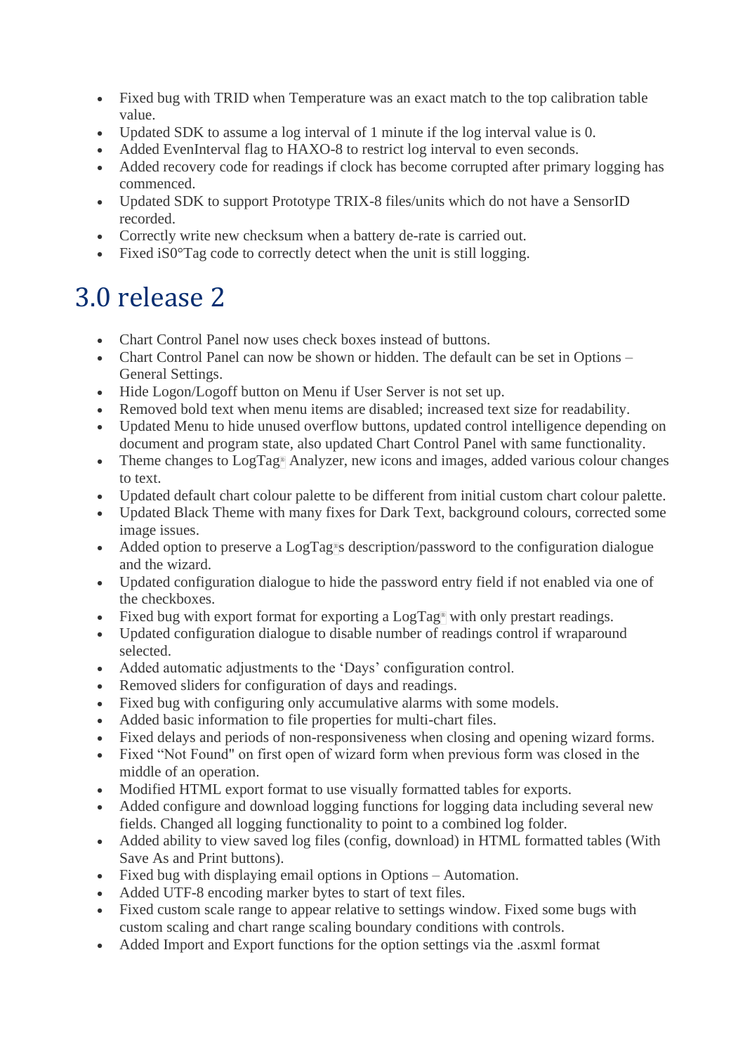- Fixed bug with TRID when Temperature was an exact match to the top calibration table value.
- Updated SDK to assume a log interval of 1 minute if the log interval value is 0.
- Added EvenInterval flag to HAXO-8 to restrict log interval to even seconds.
- Added recovery code for readings if clock has become corrupted after primary logging has commenced.
- Updated SDK to support Prototype TRIX-8 files/units which do not have a SensorID recorded.
- Correctly write new checksum when a battery de-rate is carried out.
- Fixed iS0°Tag code to correctly detect when the unit is still logging.

# 3.0 release 2

- Chart Control Panel now uses check boxes instead of buttons.
- Chart Control Panel can now be shown or hidden. The default can be set in Options – General Settings.
- Hide Logon/Logoff button on Menu if User Server is not set up.
- Removed bold text when menu items are disabled; increased text size for readability.
- Updated Menu to hide unused overflow buttons, updated control intelligence depending on document and program state, also updated Chart Control Panel with same functionality.
- Theme changes to LogTag® Analyzer, new icons and images, added various colour changes to text.
- Updated default chart colour palette to be different from initial custom chart colour palette.
- Updated Black Theme with many fixes for Dark Text, background colours, corrected some image issues.
- Added option to preserve a LogTag®s description/password to the configuration dialogue and the wizard.
- Updated configuration dialogue to hide the password entry field if not enabled via one of the checkboxes.
- Fixed bug with export format for exporting a LogTag® with only prestart readings.
- Updated configuration dialogue to disable number of readings control if wraparound selected.
- Added automatic adjustments to the 'Days' configuration control.
- Removed sliders for configuration of days and readings.
- Fixed bug with configuring only accumulative alarms with some models.
- Added basic information to file properties for multi-chart files.
- Fixed delays and periods of non-responsiveness when closing and opening wizard forms.
- Fixed "Not Found" on first open of wizard form when previous form was closed in the middle of an operation.
- Modified HTML export format to use visually formatted tables for exports.
- Added configure and download logging functions for logging data including several new fields. Changed all logging functionality to point to a combined log folder.
- Added ability to view saved log files (config, download) in HTML formatted tables (With Save As and Print buttons).
- Fixed bug with displaying email options in Options – Automation.
- Added UTF-8 encoding marker bytes to start of text files.
- Fixed custom scale range to appear relative to settings window. Fixed some bugs with custom scaling and chart range scaling boundary conditions with controls.
- Added Import and Export functions for the option settings via the .asxml format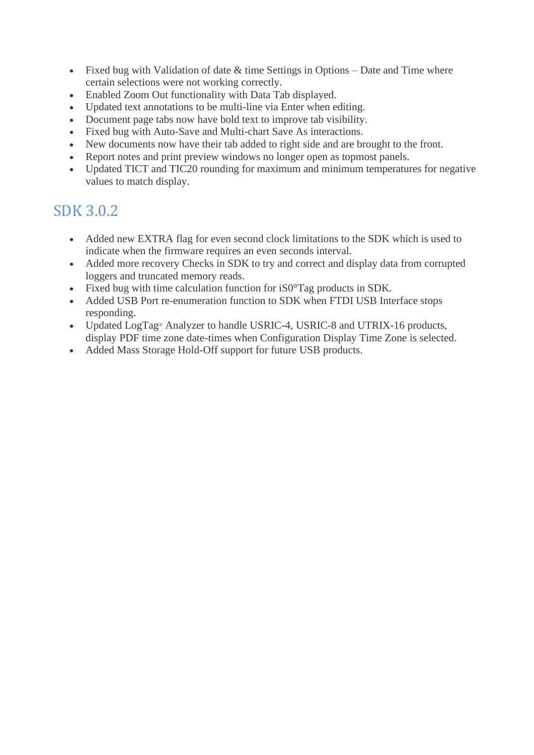- Fixed bug with Validation of date & time Settings in Options – Date and Time where certain selections were not working correctly.
- Enabled Zoom Out functionality with Data Tab displayed.
- Updated text annotations to be multi-line via Enter when editing.
- Document page tabs now have bold text to improve tab visibility.
- Fixed bug with Auto-Save and Multi-chart Save As interactions.
- New documents now have their tab added to right side and are brought to the front.
- Report notes and print preview windows no longer open as topmost panels.
- Updated TICT and TIC20 rounding for maximum and minimum temperatures for negative values to match display.

## SDK 3.0.2

- Added new EXTRA flag for even second clock limitations to the SDK which is used to indicate when the firmware requires an even seconds interval.
- Added more recovery Checks in SDK to try and correct and display data from corrupted loggers and truncated memory reads.
- Fixed bug with time calculation function for iS0°Tag products in SDK.
- Added USB Port re-enumeration function to SDK when FTDI USB Interface stops responding.
- Updated LogTag® Analyzer to handle USRIC-4, USRIC-8 and UTRIX-16 products, display PDF time zone date-times when Configuration Display Time Zone is selected.
- Added Mass Storage Hold-Off support for future USB products.